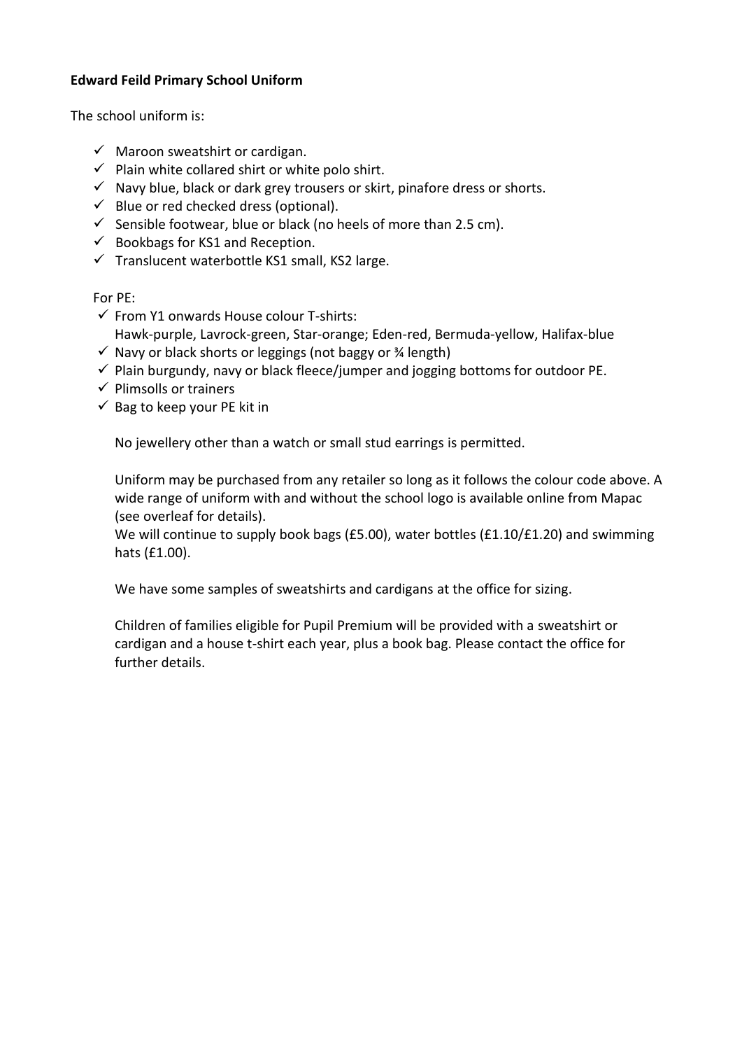**Edward Feild Primary School Uniform**

The school uniform is:

- ✓ Maroon sweatshirt or cardigan.
- ✓ Plain white collared shirt or white polo shirt.
- ✓ Navy blue, black or dark grey trousers or skirt, pinafore dress or shorts.
- ✓ Blue or red checked dress (optional).
- ✓ Sensible footwear, blue or black (no heels of more than 2.5 cm).
- ✓ Bookbags for KS1 and Reception.
- ✓ Translucent waterbottle KS1 small, KS2 large.

For PE:

- ✓ From Y1 onwards House colour T-shirts:
  Hawk-purple, Lavrock-green, Star-orange; Eden-red, Bermuda-yellow, Halifax-blue
- ✓ Navy or black shorts or leggings (not baggy or ¾ length)
- ✓ Plain burgundy, navy or black fleece/jumper and jogging bottoms for outdoor PE.
- ✓ Plimsolls or trainers
- ✓ Bag to keep your PE kit in

No jewellery other than a watch or small stud earrings is permitted.

Uniform may be purchased from any retailer so long as it follows the colour code above. A wide range of uniform with and without the school logo is available online from Mapac (see overleaf for details).
We will continue to supply book bags (£5.00), water bottles (£1.10/£1.20) and swimming hats (£1.00).

We have some samples of sweatshirts and cardigans at the office for sizing.

Children of families eligible for Pupil Premium will be provided with a sweatshirt or cardigan and a house t-shirt each year, plus a book bag. Please contact the office for further details.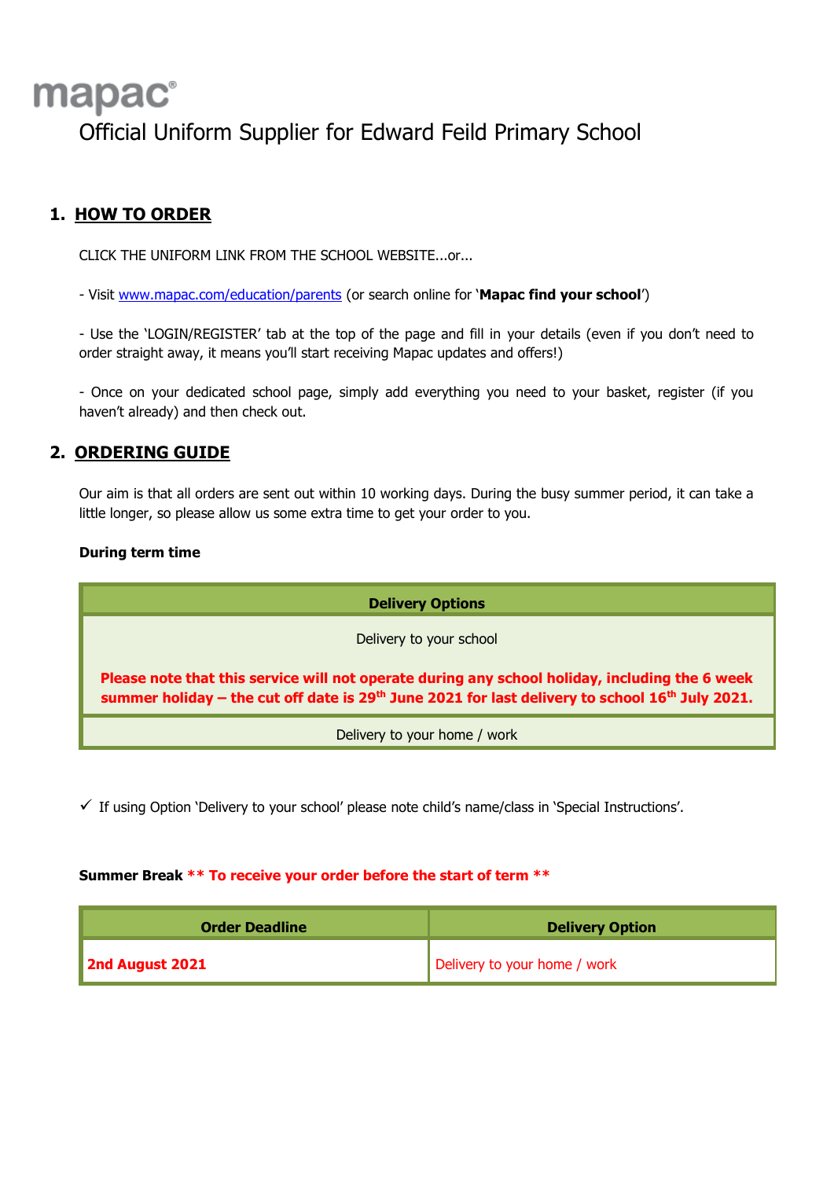mapac®

Official Uniform Supplier for Edward Feild Primary School

## 1. HOW TO ORDER

CLICK THE UNIFORM LINK FROM THE SCHOOL WEBSITE...or...

- Visit www.mapac.com/education/parents (or search online for '**Mapac find your school**')

- Use the 'LOGIN/REGISTER' tab at the top of the page and fill in your details (even if you don't need to order straight away, it means you'll start receiving Mapac updates and offers!)

- Once on your dedicated school page, simply add everything you need to your basket, register (if you haven't already) and then check out.

## 2. ORDERING GUIDE

Our aim is that all orders are sent out within 10 working days. During the busy summer period, it can take a little longer, so please allow us some extra time to get your order to you.

**During term time**

| Delivery Options |
|---|
| Delivery to your school<br><br>**Please note that this service will not operate during any school holiday, including the 6 week summer holiday – the cut off date is 29th June 2021 for last delivery to school 16th July 2021.** |
| Delivery to your home / work |

✓ If using Option 'Delivery to your school' please note child's name/class in 'Special Instructions'.

**Summer Break** **\*\* To receive your order before the start of term \*\***

| Order Deadline | Delivery Option |
|---|---|
| **2nd August 2021** | Delivery to your home / work |